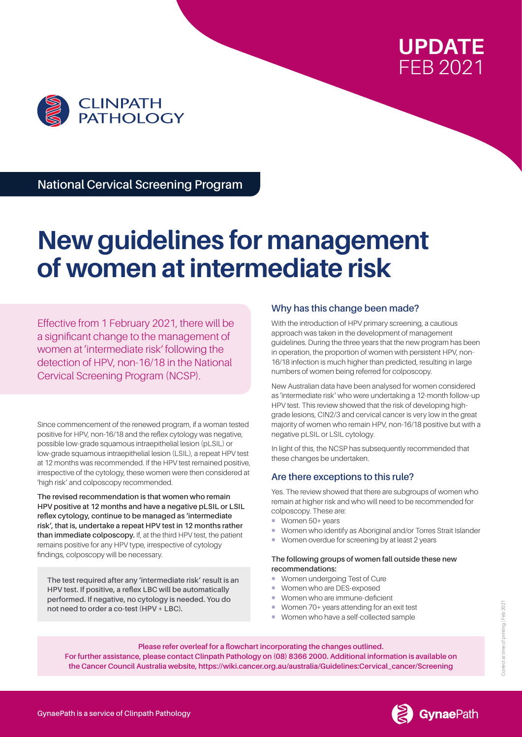UPDATE
FEB 2021

CLINPATH PATHOLOGY

## National Cervical Screening Program

# New guidelines for management of women at intermediate risk

Effective from 1 February 2021, there will be a significant change to the management of women at 'intermediate risk' following the detection of HPV, non-16/18 in the National Cervical Screening Program (NCSP).

Since commencement of the renewed program, if a woman tested positive for HPV, non-16/18 and the reflex cytology was negative, possible low-grade squamous intraepithelial lesion (pLSIL) or low-grade squamous intraepithelial lesion (LSIL), a repeat HPV test at 12 months was recommended. If the HPV test remained positive, irrespective of the cytology, these women were then considered at 'high risk' and colposcopy recommended.

**The revised recommendation is that women who remain HPV positive at 12 months and have a negative pLSIL or LSIL reflex cytology, continue to be managed as 'intermediate risk', that is, undertake a repeat HPV test in 12 months rather than immediate colposcopy.** If, at the third HPV test, the patient remains positive for any HPV type, irrespective of cytology findings, colposcopy will be necessary.

**The test required after any 'intermediate risk' result is an HPV test. If positive, a reflex LBC will be automatically performed. If negative, no cytology is needed. You do not need to order a co-test (HPV + LBC).**

### Why has this change been made?

With the introduction of HPV primary screening, a cautious approach was taken in the development of management guidelines. During the three years that the new program has been in operation, the proportion of women with persistent HPV, non-16/18 infection is much higher than predicted, resulting in large numbers of women being referred for colposcopy.

New Australian data have been analysed for women considered as 'intermediate risk' who were undertaking a 12-month follow-up HPV test. This review showed that the risk of developing high-grade lesions, CIN2/3 and cervical cancer is very low in the great majority of women who remain HPV, non-16/18 positive but with a negative pLSIL or LSIL cytology.

In light of this, the NCSP has subsequently recommended that these changes be undertaken.

### Are there exceptions to this rule?

Yes. The review showed that there are subgroups of women who remain at higher risk and who will need to be recommended for colposcopy. These are:

- Women 50+ years
- Women who identify as Aboriginal and/or Torres Strait Islander
- Women overdue for screening by at least 2 years

**The following groups of women fall outside these new recommendations:**

- Women undergoing Test of Cure
- Women who are DES-exposed
- Women who are immune-deficient
- Women 70+ years attending for an exit test
- Women who have a self-collected sample

**Please refer overleaf for a flowchart incorporating the changes outlined.**
**For further assistance, please contact Clinpath Pathology on (08) 8366 2000. Additional information is available on the Cancer Council Australia website, https://wiki.cancer.org.au/australia/Guidelines:Cervical_cancer/Screening**

Correct at time of printing | Feb 2021

GynaePath is a service of Clinpath Pathology

GynaePath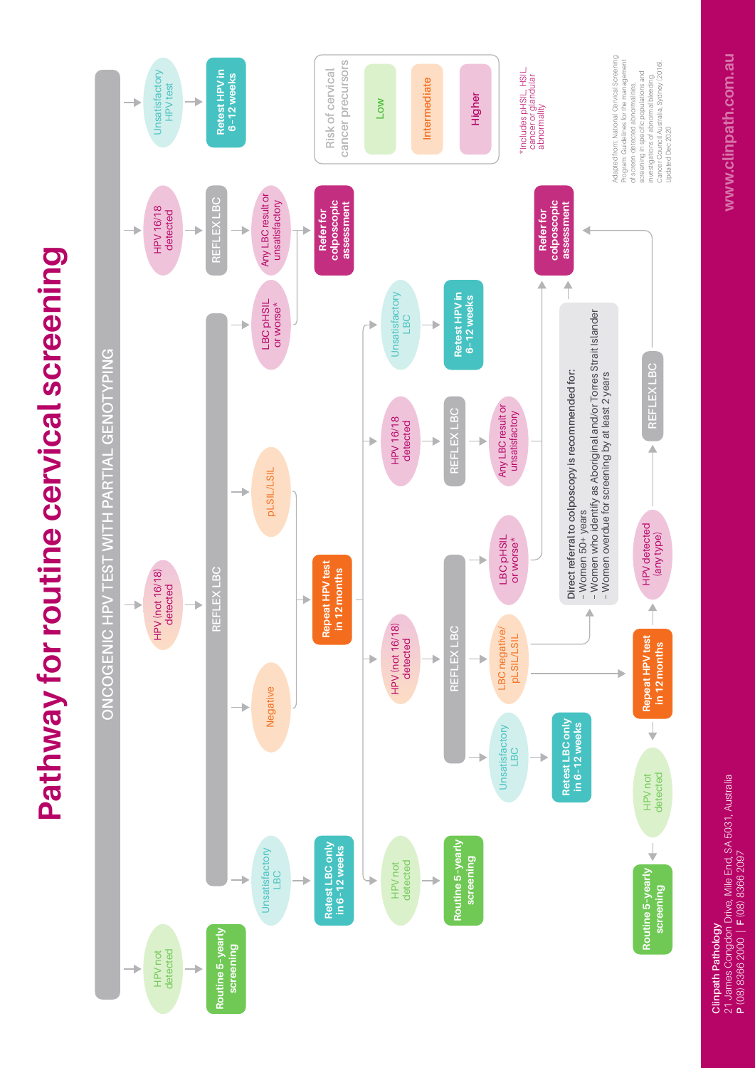# Pathway for routine cervical screening

ONCOGENIC HPV TEST WITH PARTIAL GENOTYPING

HPV not detected

Routine 5-yearly screening

HPV (not 16/18) detected

REFLEX LBC

Unsatisfactory LBC

Retest LBC only in 6-12 weeks

Negative

pLSIL/LSIL

Repeat HPV test in 12 months

HPV not detected

Routine 5-yearly screening

HPV (not 16/18) detected

REFLEX LBC

Unsatisfactory LBC

Retest LBC only in 6-12 weeks

LBC negative/ pLSIL/LSIL

LBC pHSIL or worse*

Repeat HPV test in 12 months

HPV not detected

Routine 5-yearly screening

HPV detected (any type)

REFLEX LBC

Direct referral to colposcopy is recommended for:
- Women 50+ years
- Women who identify as Aboriginal and/or Torres Strait Islander
- Women overdue for screening by at least 2 years

Refer for colposcopic assessment

HPV 16/18 detected

REFLEX LBC

Any LBC result or unsatisfactory

Unsatisfactory LBC

Retest HPV in 6-12 weeks

LBC pHSIL or worse*

HPV 16/18 detected

REFLEX LBC

Any LBC result or unsatisfactory

Refer for colposcopic assessment

Unsatisfactory HPV test

Retest HPV in 6-12 weeks

Risk of cervical cancer precursors
- Low
- Intermediate
- Higher

*Includes pHSIL, HSIL, cancer or glandular abnormality

Adapted from: National Cervical Screening Program: Guidelines for the management of screen-detected abnormalities, screening in specific populations and investigations of abnormal bleeding. Cancer Council Australia, Sydney (2016) Updated Dec 2020

**Clinpath Pathology**
21 James Congdon Drive, Mile End, SA 5031, Australia
**P** (08) 8366 2000 | **F** (08) 8366 2097

www.clinpath.com.au